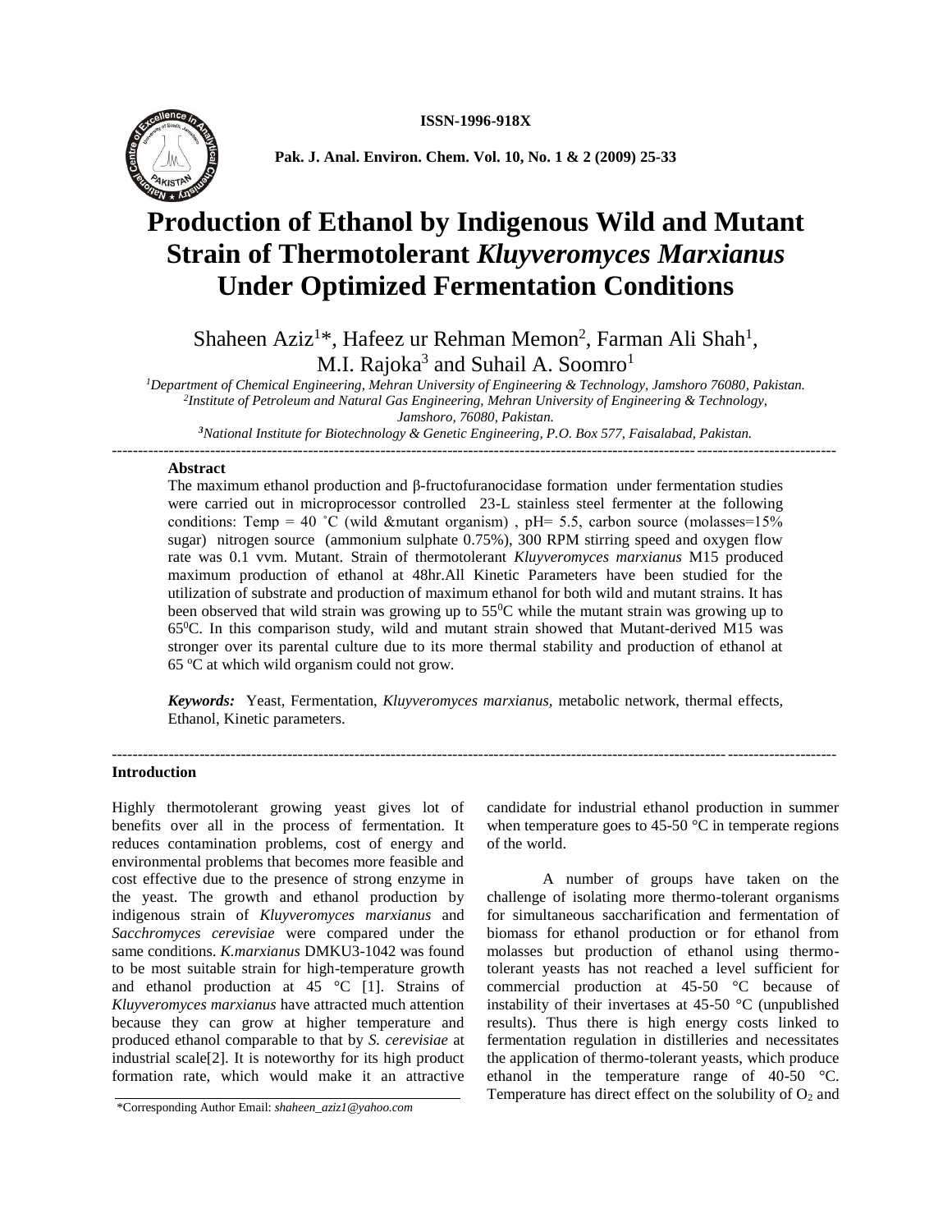ISSN-1996-918X

# Production of Ethanol by Indigenous Wild and Mutant Strain of Thermotolerant *Kluyveromyces Marxianus* Under Optimized Fermentation Conditions

Shaheen Aziz[1]*, Hafeez ur Rehman Memon[2], Farman Ali Shah[1], M.I. Rajoka[3] and Suhail A. Soomro[1]

[1]*Department of Chemical Engineering, Mehran University of Engineering & Technology, Jamshoro 76080, Pakistan.*
[2]*Institute of Petroleum and Natural Gas Engineering, Mehran University of Engineering & Technology, Jamshoro, 76080, Pakistan.*
[3]*National Institute for Biotechnology & Genetic Engineering, P.O. Box 577, Faisalabad, Pakistan.*

---

**Abstract**

The maximum ethanol production and β-fructofuranocidase formation under fermentation studies were carried out in microprocessor controlled 23-L stainless steel fermenter at the following conditions: Temp = 40 ˚C (wild &mutant organism) , pH= 5.5, carbon source (molasses=15% sugar) nitrogen source (ammonium sulphate 0.75%), 300 RPM stirring speed and oxygen flow rate was 0.1 vvm. Mutant. Strain of thermotolerant *Kluyveromyces marxianus* M15 produced maximum production of ethanol at 48hr.All Kinetic Parameters have been studied for the utilization of substrate and production of maximum ethanol for both wild and mutant strains. It has been observed that wild strain was growing up to $55^0$C while the mutant strain was growing up to $65^0$C. In this comparison study, wild and mutant strain showed that Mutant-derived M15 was stronger over its parental culture due to its more thermal stability and production of ethanol at 65 $^o$C at which wild organism could not grow.

***Keywords:*** Yeast, Fermentation, *Kluyveromyces marxianus*, metabolic network, thermal effects, Ethanol, Kinetic parameters.

---

## Introduction

Highly thermotolerant growing yeast gives lot of benefits over all in the process of fermentation. It reduces contamination problems, cost of energy and environmental problems that becomes more feasible and cost effective due to the presence of strong enzyme in the yeast. The growth and ethanol production by indigenous strain of *Kluyveromyces marxianus* and *Sacchromyces cerevisiae* were compared under the same conditions. *K.marxianus* DMKU3-1042 was found to be most suitable strain for high-temperature growth and ethanol production at 45 °C [1]. Strains of *Kluyveromyces marxianus* have attracted much attention because they can grow at higher temperature and produced ethanol comparable to that by *S. cerevisiae* at industrial scale[2]. It is noteworthy for its high product formation rate, which would make it an attractive candidate for industrial ethanol production in summer when temperature goes to 45-50 °C in temperate regions of the world.

A number of groups have taken on the challenge of isolating more thermo-tolerant organisms for simultaneous saccharification and fermentation of biomass for ethanol production or for ethanol from molasses but production of ethanol using thermo-tolerant yeasts has not reached a level sufficient for commercial production at 45-50 °C because of instability of their invertases at 45-50 °C (unpublished results). Thus there is high energy costs linked to fermentation regulation in distilleries and necessitates the application of thermo-tolerant yeasts, which produce ethanol in the temperature range of 40-50 °C. Temperature has direct effect on the solubility of $O_2$ and

*Corresponding Author Email: *shaheen_aziz1@yahoo.com*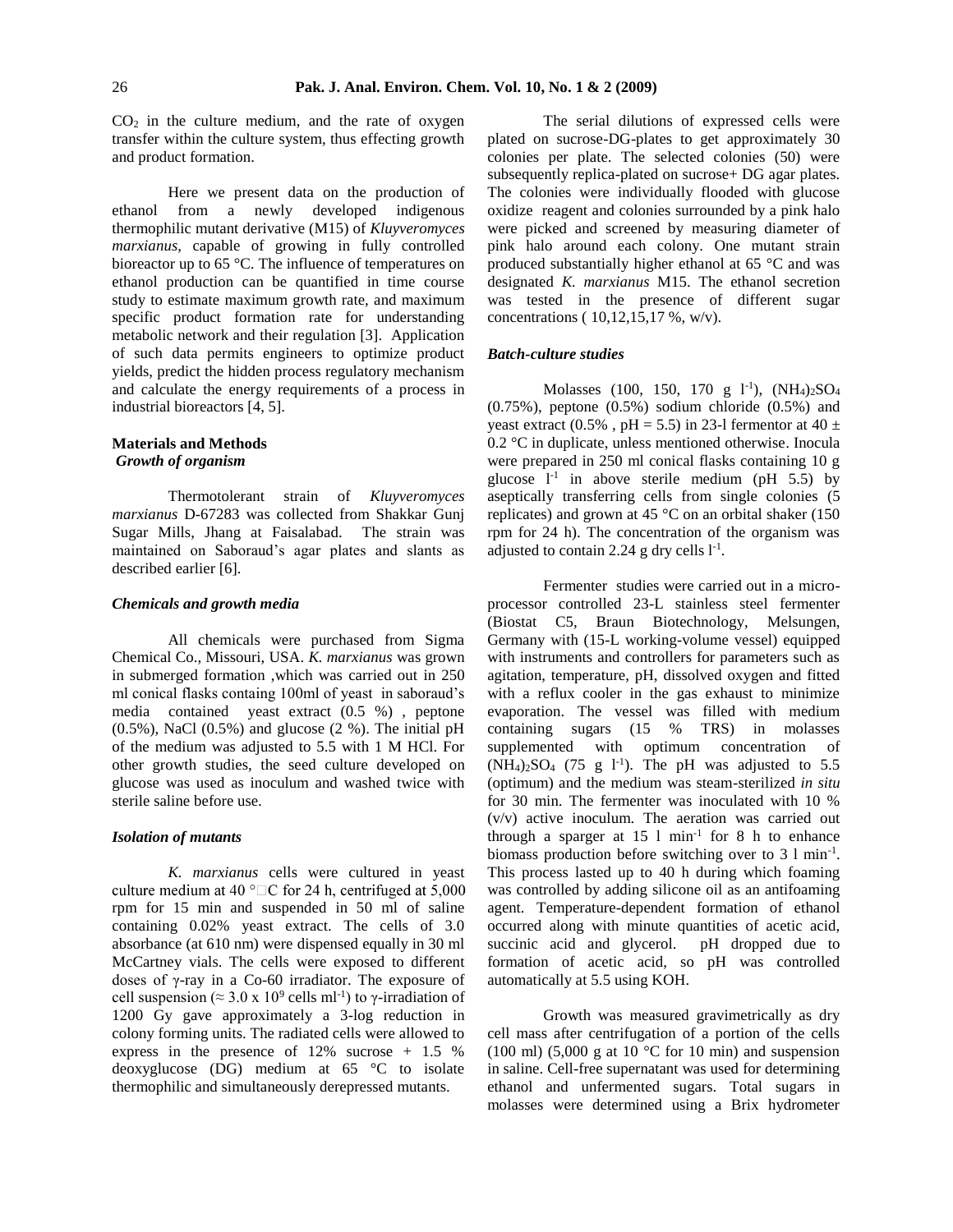$CO_2$ in the culture medium, and the rate of oxygen transfer within the culture system, thus effecting growth and product formation.

Here we present data on the production of ethanol from a newly developed indigenous thermophilic mutant derivative (M15) of *Kluyveromyces marxianus*, capable of growing in fully controlled bioreactor up to 65 °C. The influence of temperatures on ethanol production can be quantified in time course study to estimate maximum growth rate, and maximum specific product formation rate for understanding metabolic network and their regulation [3]. Application of such data permits engineers to optimize product yields, predict the hidden process regulatory mechanism and calculate the energy requirements of a process in industrial bioreactors [4, 5].

## Materials and Methods

### *Growth of organism*

Thermotolerant strain of *Kluyveromyces marxianus* D-67283 was collected from Shakkar Gunj Sugar Mills, Jhang at Faisalabad. The strain was maintained on Saboraud's agar plates and slants as described earlier [6].

### *Chemicals and growth media*

All chemicals were purchased from Sigma Chemical Co., Missouri, USA. *K. marxianus* was grown in submerged formation ,which was carried out in 250 ml conical flasks containg 100ml of yeast in saboraud's media contained yeast extract (0.5 %) , peptone (0.5%), NaCl (0.5%) and glucose (2 %). The initial pH of the medium was adjusted to 5.5 with 1 M HCl. For other growth studies, the seed culture developed on glucose was used as inoculum and washed twice with sterile saline before use.

### *Isolation of mutants*

*K. marxianus* cells were cultured in yeast culture medium at 40 °C for 24 h, centrifuged at 5,000 rpm for 15 min and suspended in 50 ml of saline containing 0.02% yeast extract. The cells of 3.0 absorbance (at 610 nm) were dispensed equally in 30 ml McCartney vials. The cells were exposed to different doses of γ-ray in a Co-60 irradiator. The exposure of cell suspension ($\approx 3.0 \times 10^9$ cells $ml^{-1}$) to γ-irradiation of 1200 Gy gave approximately a 3-log reduction in colony forming units. The radiated cells were allowed to express in the presence of 12% sucrose + 1.5 % deoxyglucose (DG) medium at 65 °C to isolate thermophilic and simultaneously derepressed mutants.

The serial dilutions of expressed cells were plated on sucrose-DG-plates to get approximately 30 colonies per plate. The selected colonies (50) were subsequently replica-plated on sucrose+ DG agar plates. The colonies were individually flooded with glucose oxidize reagent and colonies surrounded by a pink halo were picked and screened by measuring diameter of pink halo around each colony. One mutant strain produced substantially higher ethanol at 65 °C and was designated *K. marxianus* M15. The ethanol secretion was tested in the presence of different sugar concentrations ( 10,12,15,17 %, w/v).

### *Batch-culture studies*

Molasses (100, 150, 170 g $l^{-1}$), $(NH_4)_2SO_4$ (0.75%), peptone (0.5%) sodium chloride (0.5%) and yeast extract (0.5% , pH = 5.5) in 23-l fermentor at 40 ± 0.2 °C in duplicate, unless mentioned otherwise. Inocula were prepared in 250 ml conical flasks containing 10 g glucose $l^{-1}$ in above sterile medium (pH 5.5) by aseptically transferring cells from single colonies (5 replicates) and grown at 45 °C on an orbital shaker (150 rpm for 24 h). The concentration of the organism was adjusted to contain 2.24 g dry cells $l^{-1}$.

Fermenter studies were carried out in a micro-processor controlled 23-L stainless steel fermenter (Biostat C5, Braun Biotechnology, Melsungen, Germany with (15-L working-volume vessel) equipped with instruments and controllers for parameters such as agitation, temperature, pH, dissolved oxygen and fitted with a reflux cooler in the gas exhaust to minimize evaporation. The vessel was filled with medium containing sugars (15 % TRS) in molasses supplemented with optimum concentration of $(NH_4)_2SO_4$ (75 g $l^{-1}$). The pH was adjusted to 5.5 (optimum) and the medium was steam-sterilized *in situ* for 30 min. The fermenter was inoculated with 10 % (v/v) active inoculum. The aeration was carried out through a sparger at 15 l $min^{-1}$ for 8 h to enhance biomass production before switching over to 3 l $min^{-1}$. This process lasted up to 40 h during which foaming was controlled by adding silicone oil as an antifoaming agent. Temperature-dependent formation of ethanol occurred along with minute quantities of acetic acid, succinic acid and glycerol. pH dropped due to formation of acetic acid, so pH was controlled automatically at 5.5 using KOH.

Growth was measured gravimetrically as dry cell mass after centrifugation of a portion of the cells (100 ml) (5,000 g at 10 °C for 10 min) and suspension in saline. Cell-free supernatant was used for determining ethanol and unfermented sugars. Total sugars in molasses were determined using a Brix hydrometer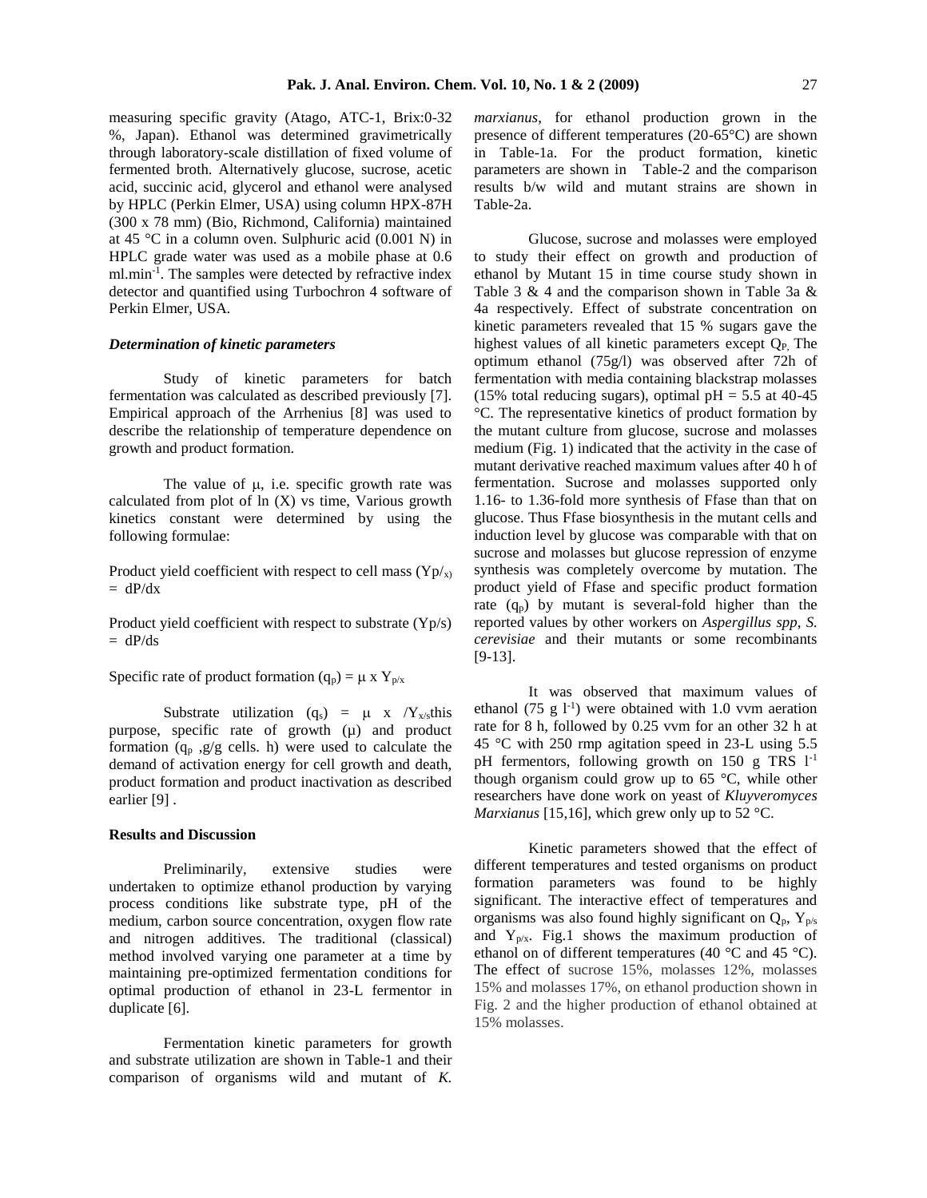measuring specific gravity (Atago, ATC-1, Brix:0-32 %, Japan). Ethanol was determined gravimetrically through laboratory-scale distillation of fixed volume of fermented broth. Alternatively glucose, sucrose, acetic acid, succinic acid, glycerol and ethanol were analysed by HPLC (Perkin Elmer, USA) using column HPX-87H (300 x 78 mm) (Bio, Richmond, California) maintained at 45 °C in a column oven. Sulphuric acid (0.001 N) in HPLC grade water was used as a mobile phase at 0.6 $ml.min^{-1}$. The samples were detected by refractive index detector and quantified using Turbochron 4 software of Perkin Elmer, USA.

### *Determination of kinetic parameters*

Study of kinetic parameters for batch fermentation was calculated as described previously [7]. Empirical approach of the Arrhenius [8] was used to describe the relationship of temperature dependence on growth and product formation.

The value of μ, i.e. specific growth rate was calculated from plot of ln (X) vs time, Various growth kinetics constant were determined by using the following formulae:

Product yield coefficient with respect to cell mass ($Yp/_{x)}$ = dP/dx

Product yield coefficient with respect to substrate (Yp/s) = dP/ds

Specific rate of product formation ($q_p$) = μ x $Y_{p/x}$

Substrate utilization ($q_s$) = μ x /$Y_{x/s}$this purpose, specific rate of growth (μ) and product formation ($q_p$ ,g/g cells. h) were used to calculate the demand of activation energy for cell growth and death, product formation and product inactivation as described earlier [9] .

### Results and Discussion

Preliminarily, extensive studies were undertaken to optimize ethanol production by varying process conditions like substrate type, pH of the medium, carbon source concentration, oxygen flow rate and nitrogen additives. The traditional (classical) method involved varying one parameter at a time by maintaining pre-optimized fermentation conditions for optimal production of ethanol in 23-L fermentor in duplicate [6].

Fermentation kinetic parameters for growth and substrate utilization are shown in Table-1 and their comparison of organisms wild and mutant of *K. marxianus*, for ethanol production grown in the presence of different temperatures (20-65°C) are shown in Table-1a. For the product formation, kinetic parameters are shown in Table-2 and the comparison results b/w wild and mutant strains are shown in Table-2a.

Glucose, sucrose and molasses were employed to study their effect on growth and production of ethanol by Mutant 15 in time course study shown in Table 3 & 4 and the comparison shown in Table 3a & 4a respectively. Effect of substrate concentration on kinetic parameters revealed that 15 % sugars gave the highest values of all kinetic parameters except $Q_P$, The optimum ethanol (75g/l) was observed after 72h of fermentation with media containing blackstrap molasses (15% total reducing sugars), optimal pH = 5.5 at 40-45 °C. The representative kinetics of product formation by the mutant culture from glucose, sucrose and molasses medium (Fig. 1) indicated that the activity in the case of mutant derivative reached maximum values after 40 h of fermentation. Sucrose and molasses supported only 1.16- to 1.36-fold more synthesis of Ffase than that on glucose. Thus Ffase biosynthesis in the mutant cells and induction level by glucose was comparable with that on sucrose and molasses but glucose repression of enzyme synthesis was completely overcome by mutation. The product yield of Ffase and specific product formation rate ($q_p$) by mutant is several-fold higher than the reported values by other workers on *Aspergillus spp*, *S. cerevisiae* and their mutants or some recombinants [9-13].

It was observed that maximum values of ethanol (75 g $l^{-1}$) were obtained with 1.0 vvm aeration rate for 8 h, followed by 0.25 vvm for an other 32 h at 45 °C with 250 rmp agitation speed in 23-L using 5.5 pH fermentors, following growth on 150 g TRS $l^{-1}$ though organism could grow up to 65 °C, while other researchers have done work on yeast of *Kluyveromyces Marxianus* [15,16], which grew only up to 52 °C.

Kinetic parameters showed that the effect of different temperatures and tested organisms on product formation parameters was found to be highly significant. The interactive effect of temperatures and organisms was also found highly significant on $Q_p$, $Y_{p/s}$ and $Y_{p/x}$. Fig.1 shows the maximum production of ethanol on of different temperatures (40 °C and 45 °C). The effect of sucrose 15%, molasses 12%, molasses 15% and molasses 17%, on ethanol production shown in Fig. 2 and the higher production of ethanol obtained at 15% molasses.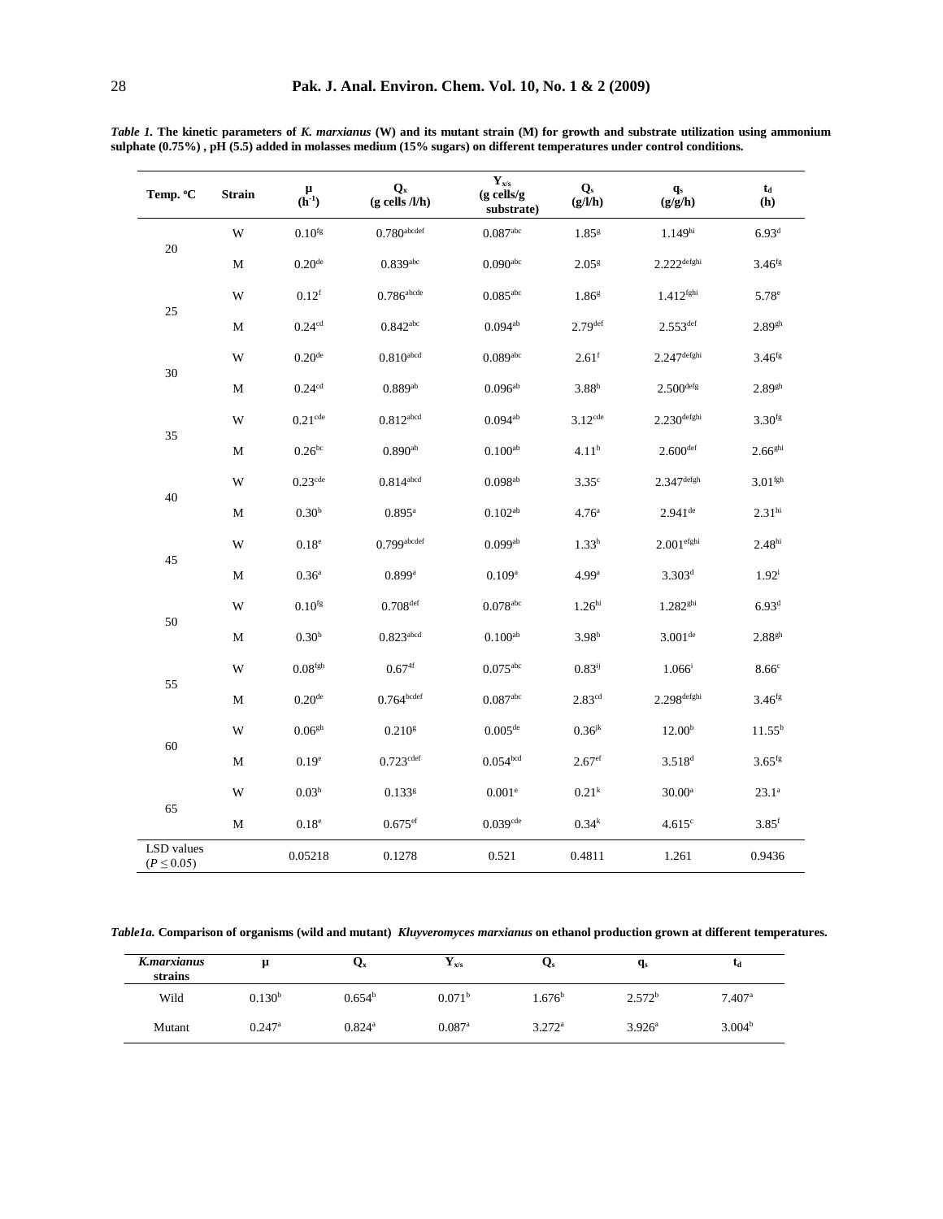*Table 1.* **The kinetic parameters of *K. marxianus* (W) and its mutant strain (M) for growth and substrate utilization using ammonium sulphate (0.75%), pH (5.5) added in molasses medium (15% sugars) on different temperatures under control conditions.**

| Temp. °C | Strain | μ ($h^{-1}$) | $Q_x$ (g cells /l/h) | $Y_{x/s}$ (g cells/g substrate) | $Q_s$ (g/l/h) | $q_s$ (g/g/h) | $t_d$ (h) |
|---|---|---|---|---|---|---|---|
| 20 | W | $0.10^{fg}$ | $0.780^{abcdef}$ | $0.087^{abc}$ | $1.85^{g}$ | $1.149^{hi}$ | $6.93^{d}$ |
| | M | $0.20^{de}$ | $0.839^{abc}$ | $0.090^{abc}$ | $2.05^{g}$ | $2.222^{defghi}$ | $3.46^{fg}$ |
| 25 | W | $0.12^{f}$ | $0.786^{abcde}$ | $0.085^{abc}$ | $1.86^{g}$ | $1.412^{fghi}$ | $5.78^{e}$ |
| | M | $0.24^{cd}$ | $0.842^{abc}$ | $0.094^{ab}$ | $2.79^{def}$ | $2.553^{def}$ | $2.89^{gh}$ |
| 30 | W | $0.20^{de}$ | $0.810^{abcd}$ | $0.089^{abc}$ | $2.61^{f}$ | $2.247^{defghi}$ | $3.46^{fg}$ |
| | M | $0.24^{cd}$ | $0.889^{ab}$ | $0.096^{ab}$ | $3.88^{b}$ | $2.500^{defg}$ | $2.89^{gh}$ |
| 35 | W | $0.21^{cde}$ | $0.812^{abcd}$ | $0.094^{ab}$ | $3.12^{cde}$ | $2.230^{defghi}$ | $3.30^{fg}$ |
| | M | $0.26^{bc}$ | $0.890^{ab}$ | $0.100^{ab}$ | $4.11^{b}$ | $2.600^{def}$ | $2.66^{ghi}$ |
| 40 | W | $0.23^{cde}$ | $0.814^{abcd}$ | $0.098^{ab}$ | $3.35^{c}$ | $2.347^{defgh}$ | $3.01^{fgh}$ |
| | M | $0.30^{b}$ | $0.895^{a}$ | $0.102^{ab}$ | $4.76^{a}$ | $2.941^{de}$ | $2.31^{hi}$ |
| 45 | W | $0.18^{e}$ | $0.799^{abcdef}$ | $0.099^{ab}$ | $1.33^{h}$ | $2.001^{efghi}$ | $2.48^{hi}$ |
| | M | $0.36^{a}$ | $0.899^{a}$ | $0.109^{a}$ | $4.99^{a}$ | $3.303^{d}$ | $1.92^{i}$ |
| 50 | W | $0.10^{fg}$ | $0.708^{def}$ | $0.078^{abc}$ | $1.26^{hi}$ | $1.282^{ghi}$ | $6.93^{d}$ |
| | M | $0.30^{b}$ | $0.823^{abcd}$ | $0.100^{ab}$ | $3.98^{b}$ | $3.001^{de}$ | $2.88^{gh}$ |
| 55 | W | $0.08^{fgh}$ | $0.67^{4f}$ | $0.075^{abc}$ | $0.83^{ij}$ | $1.066^{i}$ | $8.66^{c}$ |
| | M | $0.20^{de}$ | $0.764^{bcdef}$ | $0.087^{abc}$ | $2.83^{cd}$ | $2.298^{defghi}$ | $3.46^{fg}$ |
| 60 | W | $0.06^{gh}$ | $0.210^{g}$ | $0.005^{de}$ | $0.36^{jk}$ | $12.00^{b}$ | $11.55^{b}$ |
| | M | $0.19^{e}$ | $0.723^{cdef}$ | $0.054^{bcd}$ | $2.67^{ef}$ | $3.518^{d}$ | $3.65^{fg}$ |
| 65 | W | $0.03^{h}$ | $0.133^{g}$ | $0.001^{e}$ | $0.21^{k}$ | $30.00^{a}$ | $23.1^{a}$ |
| | M | $0.18^{e}$ | $0.675^{ef}$ | $0.039^{cde}$ | $0.34^{k}$ | $4.615^{c}$ | $3.85^{f}$ |
| LSD values ($P \leq 0.05$) | | 0.05218 | 0.1278 | 0.521 | 0.4811 | 1.261 | 0.9436 |

*Table1a.* **Comparison of organisms (wild and mutant) *Kluyveromyces marxianus* on ethanol production grown at different temperatures.**

| *K.marxianus* strains | μ | $Q_x$ | $Y_{x/s}$ | $Q_s$ | $q_s$ | $t_d$ |
|---|---|---|---|---|---|---|
| Wild | $0.130^{b}$ | $0.654^{b}$ | $0.071^{b}$ | $1.676^{b}$ | $2.572^{b}$ | $7.407^{a}$ |
| Mutant | $0.247^{a}$ | $0.824^{a}$ | $0.087^{a}$ | $3.272^{a}$ | $3.926^{a}$ | $3.004^{b}$ |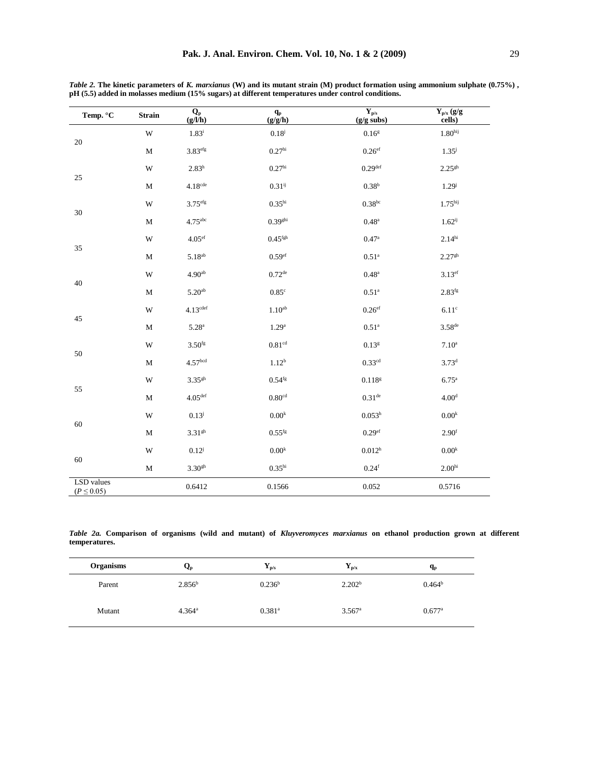*Table 2.* **The kinetic parameters of *K. marxianus* (W) and its mutant strain (M) product formation using ammonium sulphate (0.75%) , pH (5.5) added in molasses medium (15% sugars) at different temperatures under control conditions.**

| Temp. °C | Strain | $Q_p$ (g/l/h) | $q_p$ (g/g/h) | $Y_{p/s}$ (g/g subs) | $Y_{p/x}$ (g/g cells) |
|---|---|---|---|---|---|
| 20 | W | $1.83^{i}$ | $0.18^{j}$ | $0.16^{g}$ | $1.80^{hij}$ |
| | M | $3.83^{efg}$ | $0.27^{hi}$ | $0.26^{ef}$ | $1.35^{j}$ |
| 25 | W | $2.83^{h}$ | $0.27^{hi}$ | $0.29^{def}$ | $2.25^{gh}$ |
| | M | $4.18^{cde}$ | $0.31^{ij}$ | $0.38^{b}$ | $1.29^{j}$ |
| 30 | W | $3.75^{efg}$ | $0.35^{hi}$ | $0.38^{bc}$ | $1.75^{hij}$ |
| | M | $4.75^{abc}$ | $0.39^{ghi}$ | $0.48^{a}$ | $1.62^{ij}$ |
| 35 | W | $4.05^{ef}$ | $0.45^{fgh}$ | $0.47^{a}$ | $2.14^{hi}$ |
| | M | $5.18^{ab}$ | $0.59^{ef}$ | $0.51^{a}$ | $2.27^{gh}$ |
| 40 | W | $4.90^{ab}$ | $0.72^{de}$ | $0.48^{a}$ | $3.13^{ef}$ |
| | M | $5.20^{ab}$ | $0.85^{c}$ | $0.51^{a}$ | $2.83^{fg}$ |
| 45 | W | $4.13^{cdef}$ | $1.10^{ab}$ | $0.26^{ef}$ | $6.11^{c}$ |
| | M | $5.28^{a}$ | $1.29^{a}$ | $0.51^{a}$ | $3.58^{de}$ |
| 50 | W | $3.50^{fg}$ | $0.81^{cd}$ | $0.13^{g}$ | $7.10^{a}$ |
| | M | $4.57^{bcd}$ | $1.12^{b}$ | $0.33^{cd}$ | $3.73^{d}$ |
| 55 | W | $3.35^{gh}$ | $0.54^{fg}$ | $0.118^{g}$ | $6.75^{a}$ |
| | M | $4.05^{def}$ | $0.80^{cd}$ | $0.31^{de}$ | $4.00^{d}$ |
| 60 | W | $0.13^{j}$ | $0.00^{k}$ | $0.053^{h}$ | $0.00^{k}$ |
| | M | $3.31^{gh}$ | $0.55^{fg}$ | $0.29^{ef}$ | $2.90^{f}$ |
| 60 | W | $0.12^{j}$ | $0.00^{k}$ | $0.012^{h}$ | $0.00^{k}$ |
| | M | $3.30^{gh}$ | $0.35^{hi}$ | $0.24^{f}$ | $2.00^{hi}$ |
| LSD values ($P \leq 0.05$) | | 0.6412 | 0.1566 | 0.052 | 0.5716 |

*Table 2a.* **Comparison of organisms (wild and mutant) of *Kluyveromyces marxianus* on ethanol production grown at different temperatures.**

| Organisms | $Q_p$ | $Y_{p/s}$ | $Y_{p/x}$ | $q_p$ |
|---|---|---|---|---|
| Parent | $2.856^{b}$ | $0.236^{b}$ | $2.202^{b}$ | $0.464^{b}$ |
| Mutant | $4.364^{a}$ | $0.381^{a}$ | $3.567^{a}$ | $0.677^{a}$ |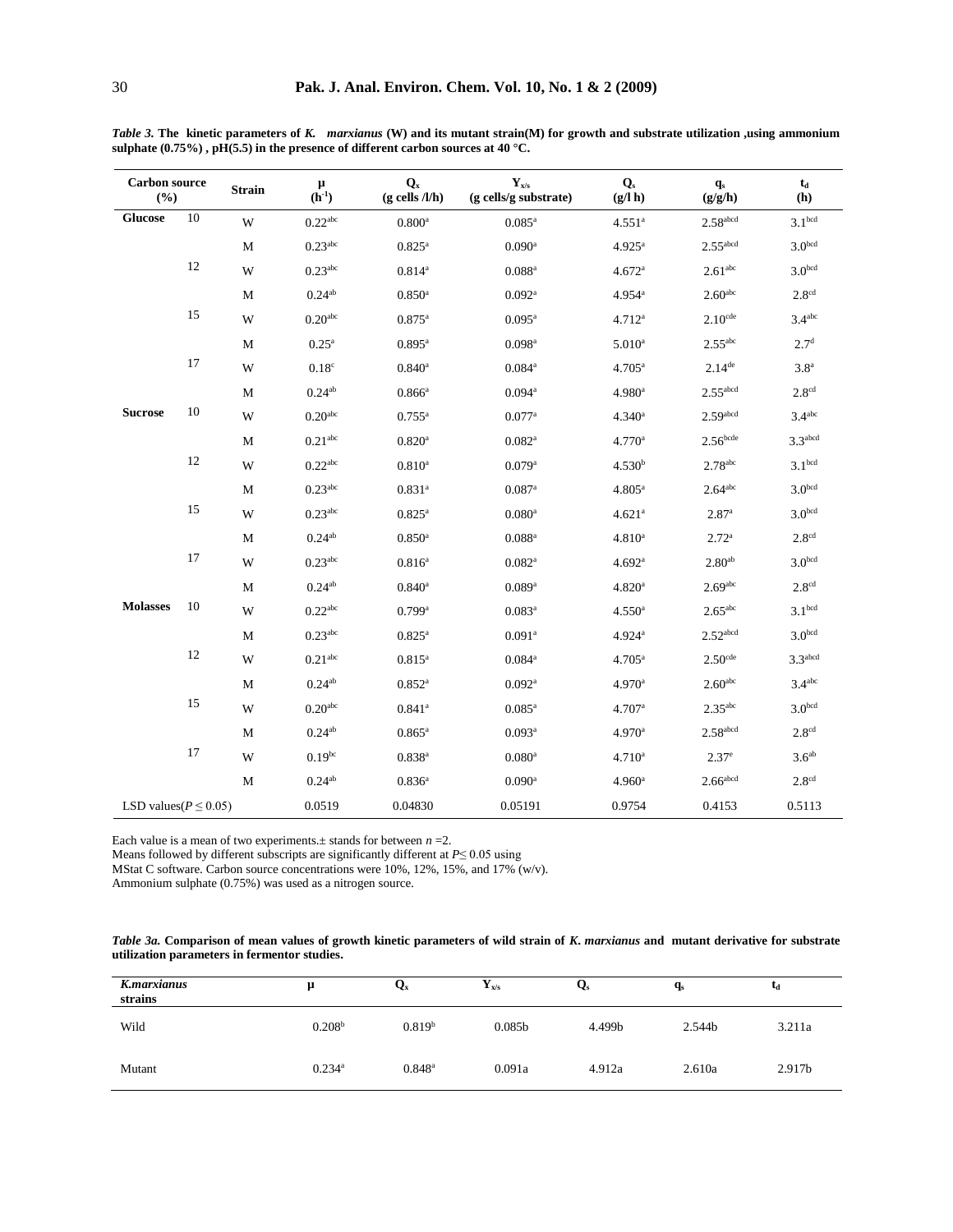*Table 3.* **The kinetic parameters of *K. marxianus* (W) and its mutant strain(M) for growth and substrate utilization ,using ammonium sulphate (0.75%) , pH(5.5) in the presence of different carbon sources at 40 °C.**

| Carbon source (%) | | Strain | μ ($h^{-1}$) | $Q_x$ (g cells /l/h) | $Y_{x/s}$ (g cells/g substrate) | $Q_s$ (g/l h) | $q_s$ (g/g/h) | $t_d$ (h) |
|---|---|---|---|---|---|---|---|---|
| **Glucose** | 10 | W | $0.22^{abc}$ | $0.800^{a}$ | $0.085^{a}$ | $4.551^{a}$ | $2.58^{abcd}$ | $3.1^{bcd}$ |
| | | M | $0.23^{abc}$ | $0.825^{a}$ | $0.090^{a}$ | $4.925^{a}$ | $2.55^{abcd}$ | $3.0^{bcd}$ |
| | 12 | W | $0.23^{abc}$ | $0.814^{a}$ | $0.088^{a}$ | $4.672^{a}$ | $2.61^{abc}$ | $3.0^{bcd}$ |
| | | M | $0.24^{ab}$ | $0.850^{a}$ | $0.092^{a}$ | $4.954^{a}$ | $2.60^{abc}$ | $2.8^{cd}$ |
| | 15 | W | $0.20^{abc}$ | $0.875^{a}$ | $0.095^{a}$ | $4.712^{a}$ | $2.10^{cde}$ | $3.4^{abc}$ |
| | | M | $0.25^{a}$ | $0.895^{a}$ | $0.098^{a}$ | $5.010^{a}$ | $2.55^{abc}$ | $2.7^{d}$ |
| | 17 | W | $0.18^{c}$ | $0.840^{a}$ | $0.084^{a}$ | $4.705^{a}$ | $2.14^{de}$ | $3.8^{a}$ |
| | | M | $0.24^{ab}$ | $0.866^{a}$ | $0.094^{a}$ | $4.980^{a}$ | $2.55^{abcd}$ | $2.8^{cd}$ |
| **Sucrose** | 10 | W | $0.20^{abc}$ | $0.755^{a}$ | $0.077^{a}$ | $4.340^{a}$ | $2.59^{abcd}$ | $3.4^{abc}$ |
| | | M | $0.21^{abc}$ | $0.820^{a}$ | $0.082^{a}$ | $4.770^{a}$ | $2.56^{bcde}$ | $3.3^{abcd}$ |
| | 12 | W | $0.22^{abc}$ | $0.810^{a}$ | $0.079^{a}$ | $4.530^{b}$ | $2.78^{abc}$ | $3.1^{bcd}$ |
| | | M | $0.23^{abc}$ | $0.831^{a}$ | $0.087^{a}$ | $4.805^{a}$ | $2.64^{abc}$ | $3.0^{bcd}$ |
| | 15 | W | $0.23^{abc}$ | $0.825^{a}$ | $0.080^{a}$ | $4.621^{a}$ | $2.87^{a}$ | $3.0^{bcd}$ |
| | | M | $0.24^{ab}$ | $0.850^{a}$ | $0.088^{a}$ | $4.810^{a}$ | $2.72^{a}$ | $2.8^{cd}$ |
| | 17 | W | $0.23^{abc}$ | $0.816^{a}$ | $0.082^{a}$ | $4.692^{a}$ | $2.80^{ab}$ | $3.0^{bcd}$ |
| | | M | $0.24^{ab}$ | $0.840^{a}$ | $0.089^{a}$ | $4.820^{a}$ | $2.69^{abc}$ | $2.8^{cd}$ |
| **Molasses** | 10 | W | $0.22^{abc}$ | $0.799^{a}$ | $0.083^{a}$ | $4.550^{a}$ | $2.65^{abc}$ | $3.1^{bcd}$ |
| | | M | $0.23^{abc}$ | $0.825^{a}$ | $0.091^{a}$ | $4.924^{a}$ | $2.52^{abcd}$ | $3.0^{bcd}$ |
| | 12 | W | $0.21^{abc}$ | $0.815^{a}$ | $0.084^{a}$ | $4.705^{a}$ | $2.50^{cde}$ | $3.3^{abcd}$ |
| | | M | $0.24^{ab}$ | $0.852^{a}$ | $0.092^{a}$ | $4.970^{a}$ | $2.60^{abc}$ | $3.4^{abc}$ |
| | 15 | W | $0.20^{abc}$ | $0.841^{a}$ | $0.085^{a}$ | $4.707^{a}$ | $2.35^{abc}$ | $3.0^{bcd}$ |
| | | M | $0.24^{ab}$ | $0.865^{a}$ | $0.093^{a}$ | $4.970^{a}$ | $2.58^{abcd}$ | $2.8^{cd}$ |
| | 17 | W | $0.19^{bc}$ | $0.838^{a}$ | $0.080^{a}$ | $4.710^{a}$ | $2.37^{e}$ | $3.6^{ab}$ |
| | | M | $0.24^{ab}$ | $0.836^{a}$ | $0.090^{a}$ | $4.960^{a}$ | $2.66^{abcd}$ | $2.8^{cd}$ |
| LSD values($P \leq 0.05$) | | | 0.0519 | 0.04830 | 0.05191 | 0.9754 | 0.4153 | 0.5113 |

Each value is a mean of two experiments.± stands for between $n$ =2.
Means followed by different subscripts are significantly different at $P \leq 0.05$ using
MStat C software. Carbon source concentrations were 10%, 12%, 15%, and 17% (w/v).
Ammonium sulphate (0.75%) was used as a nitrogen source.

*Table 3a.* **Comparison of mean values of growth kinetic parameters of wild strain of *K. marxianus* and mutant derivative for substrate utilization parameters in fermentor studies.**

| *K.marxianus* strains | μ | $Q_x$ | $Y_{x/s}$ | $Q_s$ | $q_s$ | $t_d$ |
|---|---|---|---|---|---|---|
| Wild | $0.208^{b}$ | $0.819^{b}$ | 0.085b | 4.499b | 2.544b | 3.211a |
| Mutant | $0.234^{a}$ | $0.848^{a}$ | 0.091a | 4.912a | 2.610a | 2.917b |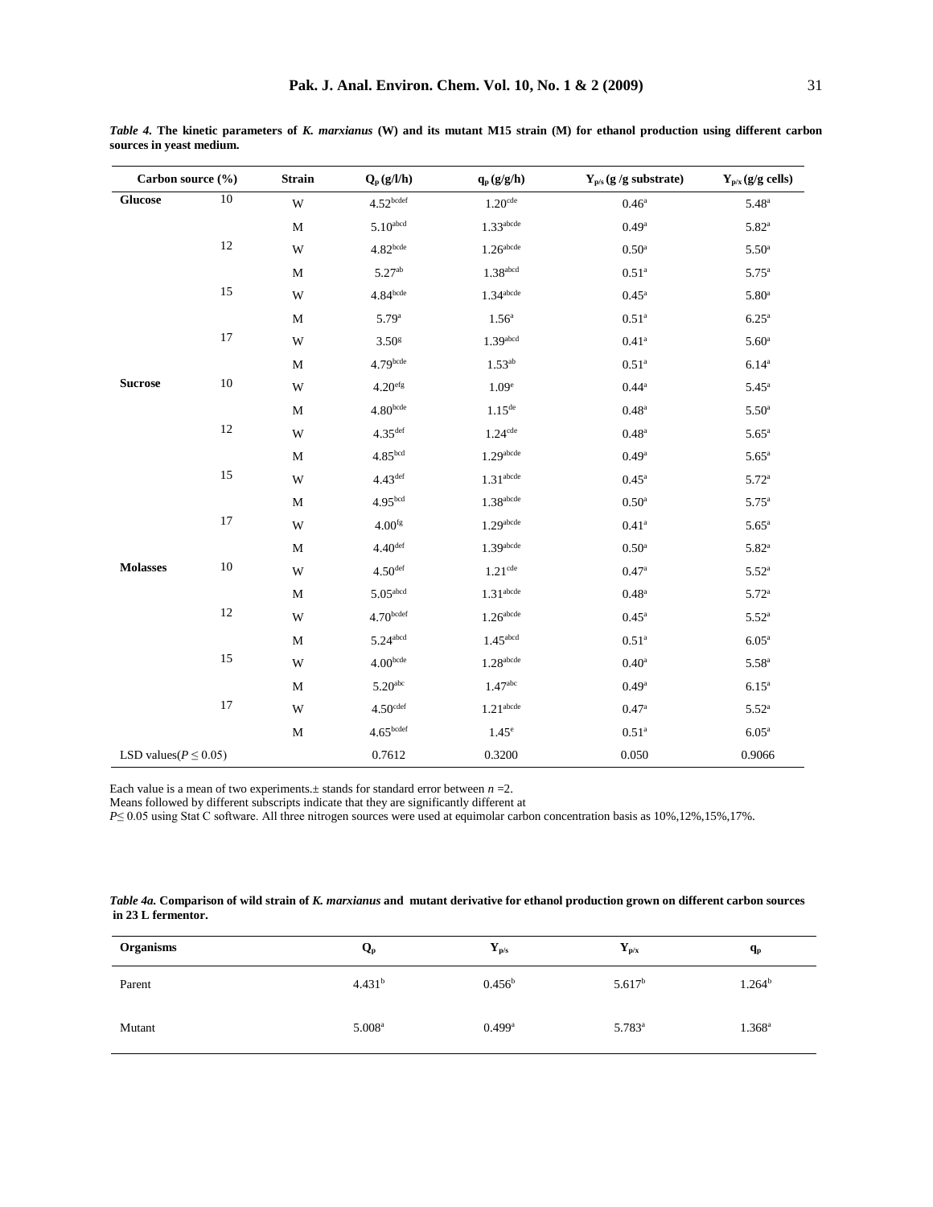*Table 4.* **The kinetic parameters of *K. marxianus* (W) and its mutant M15 strain (M) for ethanol production using different carbon sources in yeast medium.**

| Carbon source (%) | | Strain | $Q_p$ (g/l/h) | $q_p$ (g/g/h) | $Y_{p/s}$ (g /g substrate) | $Y_{p/x}$ (g/g cells) |
|---|---|---|---|---|---|---|
| **Glucose** | 10 | W | $4.52^{bcdef}$ | $1.20^{cde}$ | $0.46^{a}$ | $5.48^{a}$ |
| | | M | $5.10^{abcd}$ | $1.33^{abcde}$ | $0.49^{a}$ | $5.82^{a}$ |
| | 12 | W | $4.82^{bcde}$ | $1.26^{abcde}$ | $0.50^{a}$ | $5.50^{a}$ |
| | | M | $5.27^{ab}$ | $1.38^{abcd}$ | $0.51^{a}$ | $5.75^{a}$ |
| | 15 | W | $4.84^{bcde}$ | $1.34^{abcde}$ | $0.45^{a}$ | $5.80^{a}$ |
| | | M | $5.79^{a}$ | $1.56^{a}$ | $0.51^{a}$ | $6.25^{a}$ |
| | 17 | W | $3.50^{g}$ | $1.39^{abcd}$ | $0.41^{a}$ | $5.60^{a}$ |
| | | M | $4.79^{bcde}$ | $1.53^{ab}$ | $0.51^{a}$ | $6.14^{a}$ |
| **Sucrose** | 10 | W | $4.20^{efg}$ | $1.09^{e}$ | $0.44^{a}$ | $5.45^{a}$ |
| | | M | $4.80^{bcde}$ | $1.15^{de}$ | $0.48^{a}$ | $5.50^{a}$ |
| | 12 | W | $4.35^{def}$ | $1.24^{cde}$ | $0.48^{a}$ | $5.65^{a}$ |
| | | M | $4.85^{bcd}$ | $1.29^{abcde}$ | $0.49^{a}$ | $5.65^{a}$ |
| | 15 | W | $4.43^{def}$ | $1.31^{abcde}$ | $0.45^{a}$ | $5.72^{a}$ |
| | | M | $4.95^{bcd}$ | $1.38^{abcde}$ | $0.50^{a}$ | $5.75^{a}$ |
| | 17 | W | $4.00^{fg}$ | $1.29^{abcde}$ | $0.41^{a}$ | $5.65^{a}$ |
| | | M | $4.40^{def}$ | $1.39^{abcde}$ | $0.50^{a}$ | $5.82^{a}$ |
| **Molasses** | 10 | W | $4.50^{def}$ | $1.21^{cde}$ | $0.47^{a}$ | $5.52^{a}$ |
| | | M | $5.05^{abcd}$ | $1.31^{abcde}$ | $0.48^{a}$ | $5.72^{a}$ |
| | 12 | W | $4.70^{bcdef}$ | $1.26^{abcde}$ | $0.45^{a}$ | $5.52^{a}$ |
| | | M | $5.24^{abcd}$ | $1.45^{abcd}$ | $0.51^{a}$ | $6.05^{a}$ |
| | 15 | W | $4.00^{bcde}$ | $1.28^{abcde}$ | $0.40^{a}$ | $5.58^{a}$ |
| | | M | $5.20^{abc}$ | $1.47^{abc}$ | $0.49^{a}$ | $6.15^{a}$ |
| | 17 | W | $4.50^{cdef}$ | $1.21^{abcde}$ | $0.47^{a}$ | $5.52^{a}$ |
| | | M | $4.65^{bcdef}$ | $1.45^{e}$ | $0.51^{a}$ | $6.05^{a}$ |
| LSD values($P \leq 0.05$) | | | 0.7612 | 0.3200 | 0.050 | 0.9066 |

Each value is a mean of two experiments.± stands for standard error between $n$ =2.
Means followed by different subscripts indicate that they are significantly different at
$P \leq 0.05$ using Stat C software. All three nitrogen sources were used at equimolar carbon concentration basis as 10%,12%,15%,17%.

*Table 4a.* **Comparison of wild strain of *K. marxianus* and mutant derivative for ethanol production grown on different carbon sources in 23 L fermentor.**

| Organisms | $Q_p$ | $Y_{p/s}$ | $Y_{p/x}$ | $q_p$ |
|---|---|---|---|---|
| Parent | $4.431^{b}$ | $0.456^{b}$ | $5.617^{b}$ | $1.264^{b}$ |
| Mutant | $5.008^{a}$ | $0.499^{a}$ | $5.783^{a}$ | $1.368^{a}$ |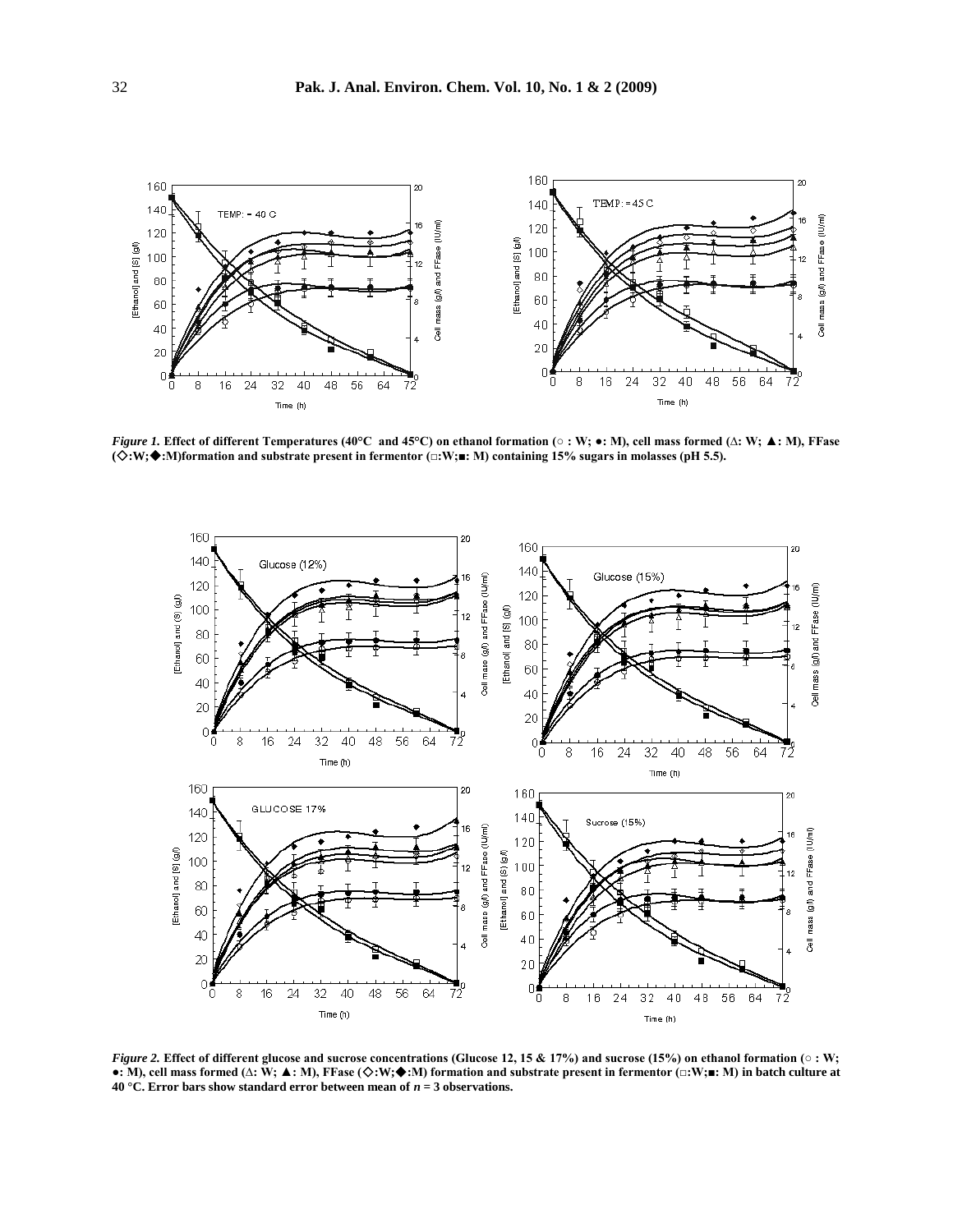*Figure 1.* **Effect of different Temperatures (40°C and 45°C) on ethanol formation (○ : W; ●: M), cell mass formed (∆: W; ▲: M), FFase (◇:W;◆:M)formation and substrate present in fermentor (□:W;■: M) containing 15% sugars in molasses (pH 5.5).**

*Figure 2.* **Effect of different glucose and sucrose concentrations (Glucose 12, 15 & 17%) and sucrose (15%) on ethanol formation (○ : W; ●: M), cell mass formed (∆: W; ▲: M), FFase (◇:W;◆:M) formation and substrate present in fermentor (□:W;■: M) in batch culture at 40 °C. Error bars show standard error between mean of *n* = 3 observations.**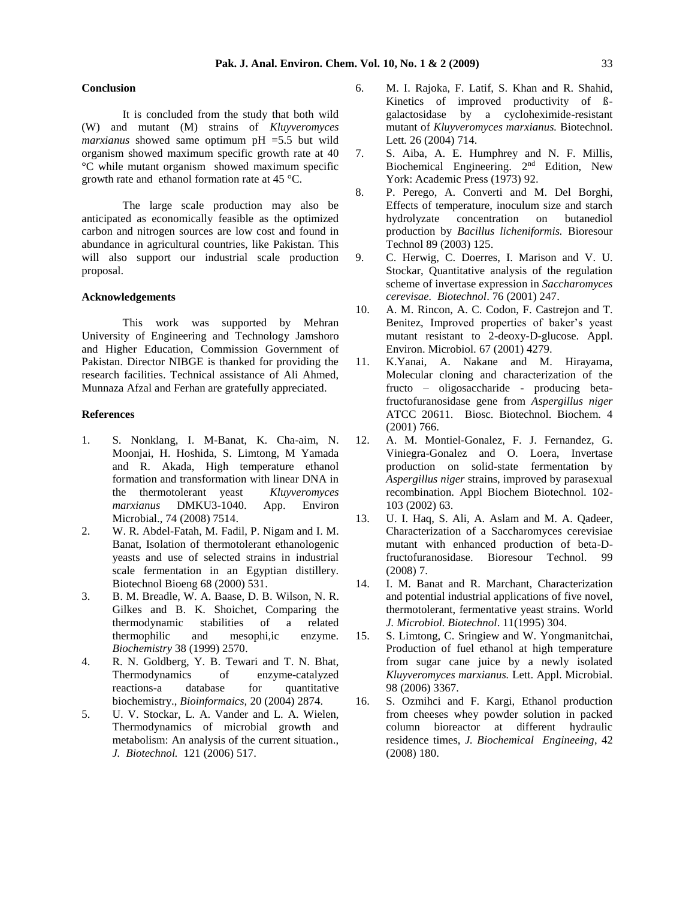## Conclusion

It is concluded from the study that both wild (W) and mutant (M) strains of *Kluyveromyces marxianus* showed same optimum pH =5.5 but wild organism showed maximum specific growth rate at 40 °C while mutant organism showed maximum specific growth rate and ethanol formation rate at 45 °C.

The large scale production may also be anticipated as economically feasible as the optimized carbon and nitrogen sources are low cost and found in abundance in agricultural countries, like Pakistan. This will also support our industrial scale production proposal.

## Acknowledgements

This work was supported by Mehran University of Engineering and Technology Jamshoro and Higher Education, Commission Government of Pakistan. Director NIBGE is thanked for providing the research facilities. Technical assistance of Ali Ahmed, Munnaza Afzal and Ferhan are gratefully appreciated.

## References

1. S. Nonklang, I. M-Banat, K. Cha-aim, N. Moonjai, H. Hoshida, S. Limtong, M Yamada and R. Akada, High temperature ethanol formation and transformation with linear DNA in the thermotolerant yeast *Kluyveromyces marxianus* DMKU3-1040. App. Environ Microbial., 74 (2008) 7514.
2. W. R. Abdel-Fatah, M. Fadil, P. Nigam and I. M. Banat, Isolation of thermotolerant ethanologenic yeasts and use of selected strains in industrial scale fermentation in an Egyptian distillery. Biotechnol Bioeng 68 (2000) 531.
3. B. M. Breadle, W. A. Baase, D. B. Wilson, N. R. Gilkes and B. K. Shoichet, Comparing the thermodynamic stabilities of a related thermophilic and mesophi,ic enzyme. *Biochemistry* 38 (1999) 2570.
4. R. N. Goldberg, Y. B. Tewari and T. N. Bhat, Thermodynamics of enzyme-catalyzed reactions-a database for quantitative biochemistry., *Bioinformaics,* 20 (2004) 2874.
5. U. V. Stockar, L. A. Vander and L. A. Wielen, Thermodynamics of microbial growth and metabolism: An analysis of the current situation., *J. Biotechnol.* 121 (2006) 517.
6. M. I. Rajoka, F. Latif, S. Khan and R. Shahid, Kinetics of improved productivity of ß-galactosidase by a cycloheximide-resistant mutant of *Kluyveromyces marxianus.* Biotechnol. Lett. 26 (2004) 714.
7. S. Aiba, A. E. Humphrey and N. F. Millis, Biochemical Engineering. 2nd Edition, New York: Academic Press (1973) 92.
8. P. Perego, A. Converti and M. Del Borghi, Effects of temperature, inoculum size and starch hydrolyzate concentration on butanediol production by *Bacillus licheniformis.* Bioresour Technol 89 (2003) 125.
9. C. Herwig, C. Doerres, I. Marison and V. U. Stockar, Quantitative analysis of the regulation scheme of invertase expression in *Saccharomyces cerevisae. Biotechnol*. 76 (2001) 247.
10. A. M. Rincon, A. C. Codon, F. Castrejon and T. Benitez, Improved properties of baker's yeast mutant resistant to 2-deoxy-D-glucose. Appl. Environ. Microbiol. 67 (2001) 4279.
11. K.Yanai, A. Nakane and M. Hirayama, Molecular cloning and characterization of the fructo – oligosaccharide - producing beta-fructofuranosidase gene from *Aspergillus niger* ATCC 20611. Biosc. Biotechnol. Biochem. 4 (2001) 766.
12. A. M. Montiel-Gonalez, F. J. Fernandez, G. Viniegra-Gonalez and O. Loera, Invertase production on solid-state fermentation by *Aspergillus niger* strains, improved by parasexual recombination. Appl Biochem Biotechnol. 102-103 (2002) 63.
13. U. I. Haq, S. Ali, A. Aslam and M. A. Qadeer, Characterization of a Saccharomyces cerevisiae mutant with enhanced production of beta-D-fructofuranosidase. Bioresour Technol. 99 (2008) 7.
14. I. M. Banat and R. Marchant, Characterization and potential industrial applications of five novel, thermotolerant, fermentative yeast strains. World *J. Microbiol. Biotechnol*. 11(1995) 304.
15. S. Limtong, C. Sringiew and W. Yongmanitchai, Production of fuel ethanol at high temperature from sugar cane juice by a newly isolated *Kluyveromyces marxianus.* Lett. Appl. Microbial. 98 (2006) 3367.
16. S. Ozmihci and F. Kargi, Ethanol production from cheeses whey powder solution in packed column bioreactor at different hydraulic residence times, *J. Biochemical Engineeing*, 42 (2008) 180.